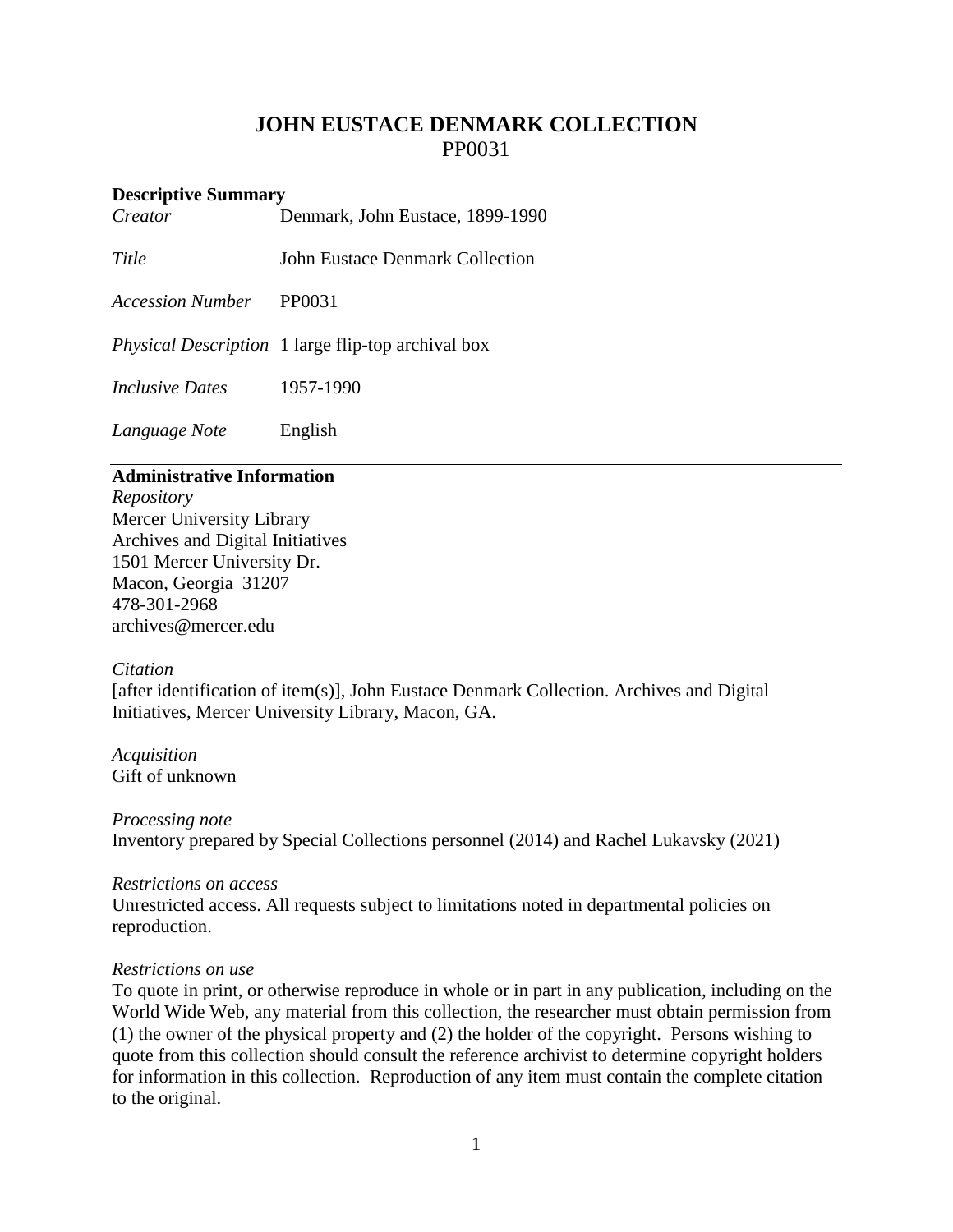# JOHN EUSTACE DENMARK COLLECTION

PP0031

## Descriptive Summary

| | |
|---|---|
| *Creator* | Denmark, John Eustace, 1899-1990 |
| *Title* | John Eustace Denmark Collection |
| *Accession Number* | PP0031 |
| *Physical Description* | 1 large flip-top archival box |
| *Inclusive Dates* | 1957-1990 |
| *Language Note* | English |

## Administrative Information

*Repository*
Mercer University Library
Archives and Digital Initiatives
1501 Mercer University Dr.
Macon, Georgia 31207
478-301-2968
archives@mercer.edu

*Citation*
[after identification of item(s)], John Eustace Denmark Collection. Archives and Digital Initiatives, Mercer University Library, Macon, GA.

*Acquisition*
Gift of unknown

*Processing note*
Inventory prepared by Special Collections personnel (2014) and Rachel Lukavsky (2021)

*Restrictions on access*
Unrestricted access. All requests subject to limitations noted in departmental policies on reproduction.

*Restrictions on use*
To quote in print, or otherwise reproduce in whole or in part in any publication, including on the World Wide Web, any material from this collection, the researcher must obtain permission from (1) the owner of the physical property and (2) the holder of the copyright. Persons wishing to quote from this collection should consult the reference archivist to determine copyright holders for information in this collection. Reproduction of any item must contain the complete citation to the original.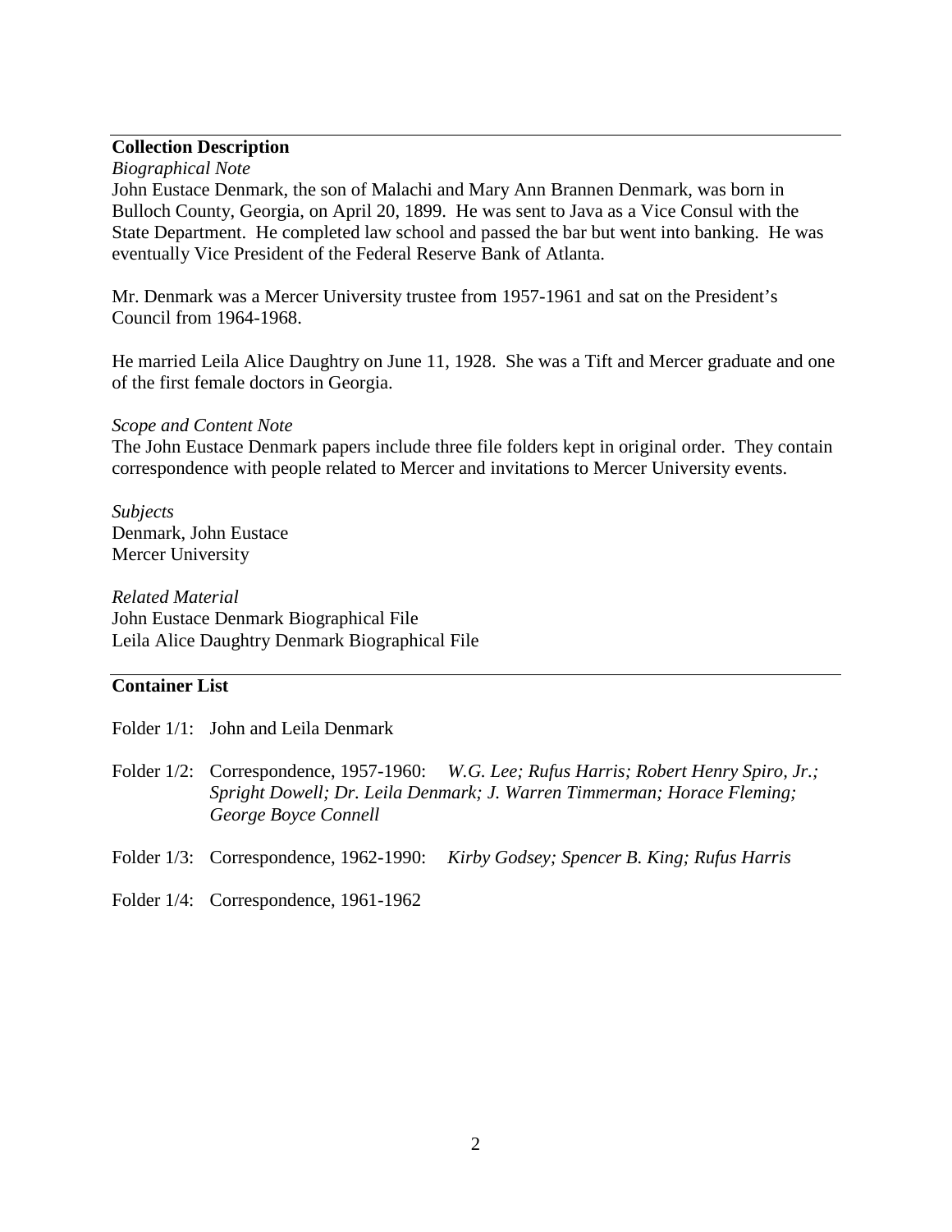## Collection Description

*Biographical Note*

John Eustace Denmark, the son of Malachi and Mary Ann Brannen Denmark, was born in Bulloch County, Georgia, on April 20, 1899. He was sent to Java as a Vice Consul with the State Department. He completed law school and passed the bar but went into banking. He was eventually Vice President of the Federal Reserve Bank of Atlanta.

Mr. Denmark was a Mercer University trustee from 1957-1961 and sat on the President's Council from 1964-1968.

He married Leila Alice Daughtry on June 11, 1928. She was a Tift and Mercer graduate and one of the first female doctors in Georgia.

*Scope and Content Note*

The John Eustace Denmark papers include three file folders kept in original order. They contain correspondence with people related to Mercer and invitations to Mercer University events.

*Subjects*

Denmark, John Eustace
Mercer University

*Related Material*

John Eustace Denmark Biographical File
Leila Alice Daughtry Denmark Biographical File

## Container List

Folder 1/1: John and Leila Denmark

Folder 1/2: Correspondence, 1957-1960: *W.G. Lee; Rufus Harris; Robert Henry Spiro, Jr.; Spright Dowell; Dr. Leila Denmark; J. Warren Timmerman; Horace Fleming; George Boyce Connell*

Folder 1/3: Correspondence, 1962-1990: *Kirby Godsey; Spencer B. King; Rufus Harris*

Folder 1/4: Correspondence, 1961-1962